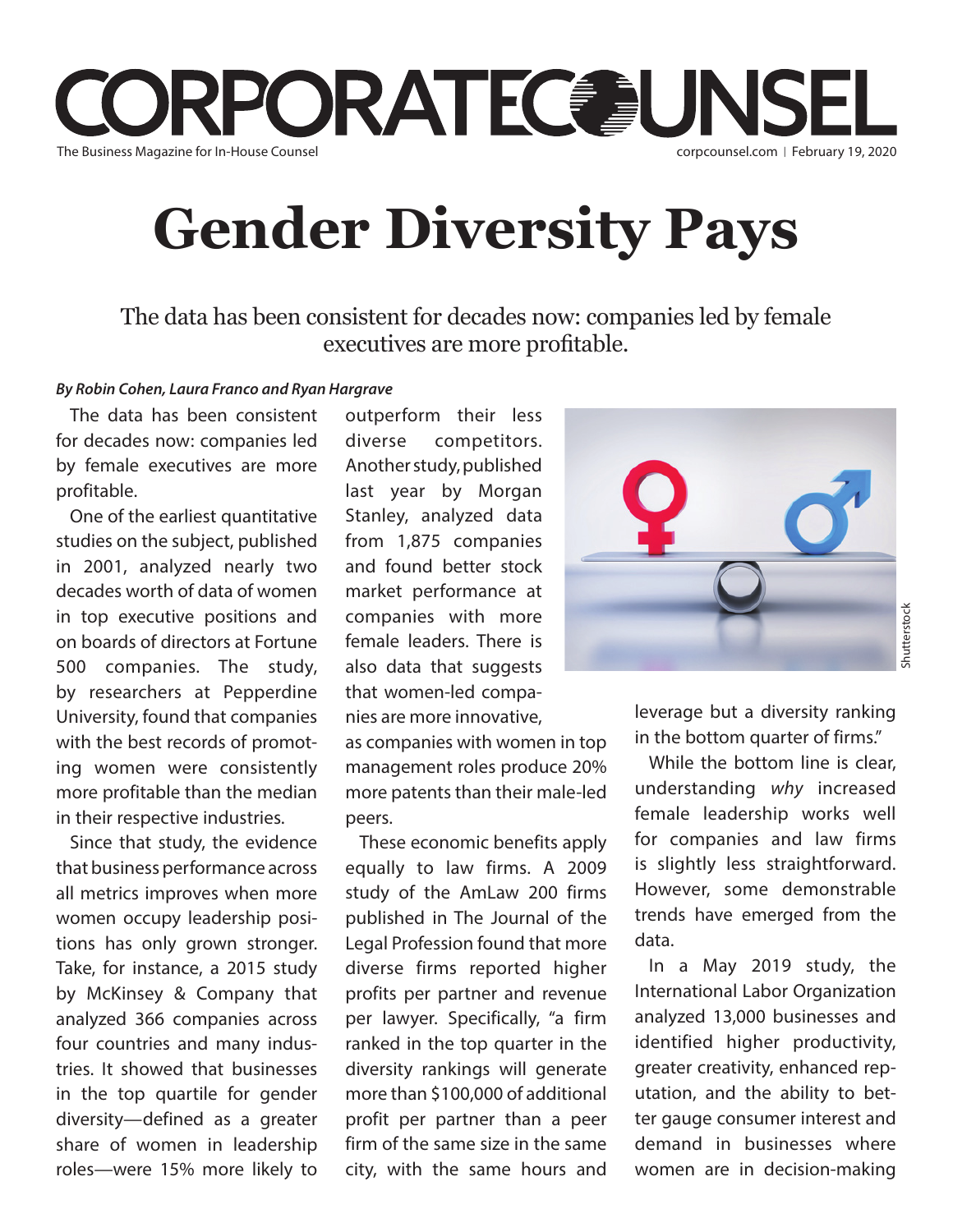# Gender Diversity Pays

The data has been consistent for decades now: companies led by female executives are more profitable.

***By Robin Cohen, Laura Franco and Ryan Hargrave***

The data has been consistent for decades now: companies led by female executives are more profitable.

One of the earliest quantitative studies on the subject, published in 2001, analyzed nearly two decades worth of data of women in top executive positions and on boards of directors at Fortune 500 companies. The study, by researchers at Pepperdine University, found that companies with the best records of promoting women were consistently more profitable than the median in their respective industries.

Since that study, the evidence that business performance across all metrics improves when more women occupy leadership positions has only grown stronger. Take, for instance, a 2015 study by McKinsey & Company that analyzed 366 companies across four countries and many industries. It showed that businesses in the top quartile for gender diversity—defined as a greater share of women in leadership roles—were 15% more likely to outperform their less diverse competitors. Another study, published last year by Morgan Stanley, analyzed data from 1,875 companies and found better stock market performance at companies with more female leaders. There is also data that suggests that women-led companies are more innovative, as companies with women in top management roles produce 20% more patents than their male-led peers.

These economic benefits apply equally to law firms. A 2009 study of the AmLaw 200 firms published in The Journal of the Legal Profession found that more diverse firms reported higher profits per partner and revenue per lawyer. Specifically, "a firm ranked in the top quarter in the diversity rankings will generate more than $100,000 of additional profit per partner than a peer firm of the same size in the same city, with the same hours and leverage but a diversity ranking in the bottom quarter of firms."

While the bottom line is clear, understanding *why* increased female leadership works well for companies and law firms is slightly less straightforward. However, some demonstrable trends have emerged from the data.

In a May 2019 study, the International Labor Organization analyzed 13,000 businesses and identified higher productivity, greater creativity, enhanced reputation, and the ability to better gauge consumer interest and demand in businesses where women are in decision-making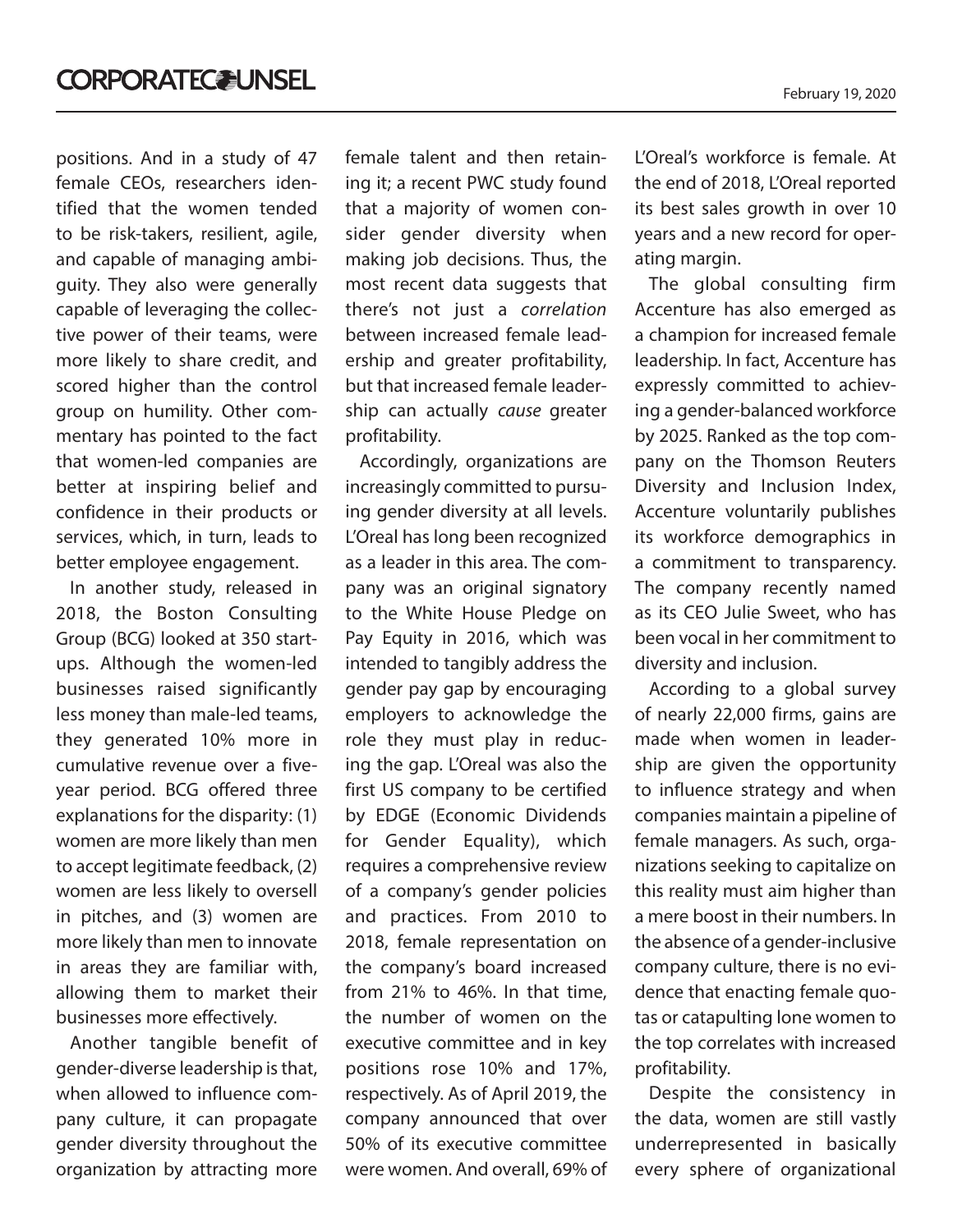positions. And in a study of 47 female CEOs, researchers identified that the women tended to be risk-takers, resilient, agile, and capable of managing ambiguity. They also were generally capable of leveraging the collective power of their teams, were more likely to share credit, and scored higher than the control group on humility. Other commentary has pointed to the fact that women-led companies are better at inspiring belief and confidence in their products or services, which, in turn, leads to better employee engagement.

In another study, released in 2018, the Boston Consulting Group (BCG) looked at 350 startups. Although the women-led businesses raised significantly less money than male-led teams, they generated 10% more in cumulative revenue over a five-year period. BCG offered three explanations for the disparity: (1) women are more likely than men to accept legitimate feedback, (2) women are less likely to oversell in pitches, and (3) women are more likely than men to innovate in areas they are familiar with, allowing them to market their businesses more effectively.

Another tangible benefit of gender-diverse leadership is that, when allowed to influence company culture, it can propagate gender diversity throughout the organization by attracting more female talent and then retaining it; a recent PWC study found that a majority of women consider gender diversity when making job decisions. Thus, the most recent data suggests that there's not just a *correlation* between increased female leadership and greater profitability, but that increased female leadership can actually *cause* greater profitability.

Accordingly, organizations are increasingly committed to pursuing gender diversity at all levels. L'Oreal has long been recognized as a leader in this area. The company was an original signatory to the White House Pledge on Pay Equity in 2016, which was intended to tangibly address the gender pay gap by encouraging employers to acknowledge the role they must play in reducing the gap. L'Oreal was also the first US company to be certified by EDGE (Economic Dividends for Gender Equality), which requires a comprehensive review of a company's gender policies and practices. From 2010 to 2018, female representation on the company's board increased from 21% to 46%. In that time, the number of women on the executive committee and in key positions rose 10% and 17%, respectively. As of April 2019, the company announced that over 50% of its executive committee were women. And overall, 69% of L'Oreal's workforce is female. At the end of 2018, L'Oreal reported its best sales growth in over 10 years and a new record for operating margin.

The global consulting firm Accenture has also emerged as a champion for increased female leadership. In fact, Accenture has expressly committed to achieving a gender-balanced workforce by 2025. Ranked as the top company on the Thomson Reuters Diversity and Inclusion Index, Accenture voluntarily publishes its workforce demographics in a commitment to transparency. The company recently named as its CEO Julie Sweet, who has been vocal in her commitment to diversity and inclusion.

According to a global survey of nearly 22,000 firms, gains are made when women in leadership are given the opportunity to influence strategy and when companies maintain a pipeline of female managers. As such, organizations seeking to capitalize on this reality must aim higher than a mere boost in their numbers. In the absence of a gender-inclusive company culture, there is no evidence that enacting female quotas or catapulting lone women to the top correlates with increased profitability.

Despite the consistency in the data, women are still vastly underrepresented in basically every sphere of organizational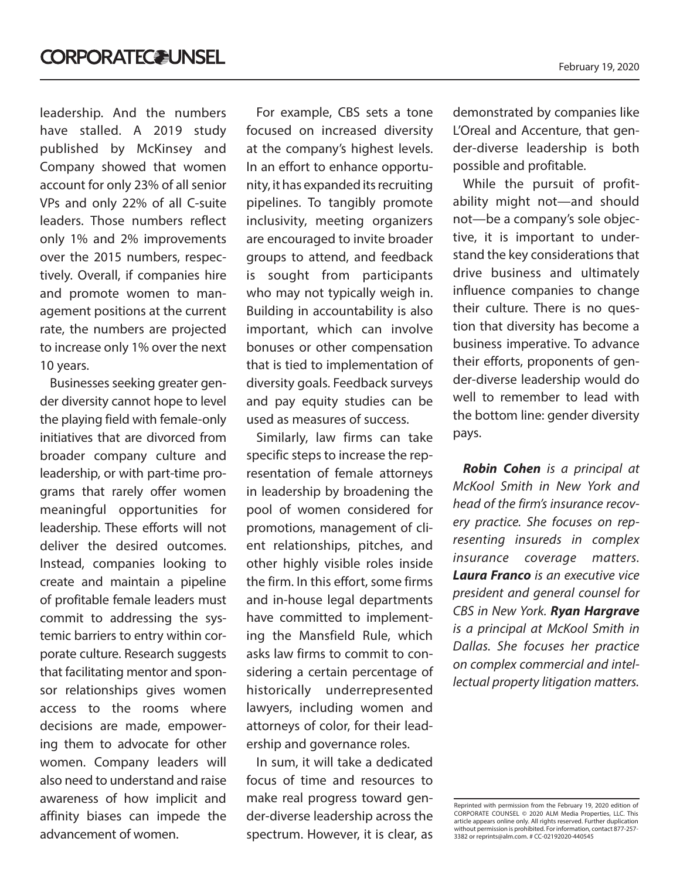leadership. And the numbers have stalled. A 2019 study published by McKinsey and Company showed that women account for only 23% of all senior VPs and only 22% of all C-suite leaders. Those numbers reflect only 1% and 2% improvements over the 2015 numbers, respectively. Overall, if companies hire and promote women to management positions at the current rate, the numbers are projected to increase only 1% over the next 10 years.

Businesses seeking greater gender diversity cannot hope to level the playing field with female-only initiatives that are divorced from broader company culture and leadership, or with part-time programs that rarely offer women meaningful opportunities for leadership. These efforts will not deliver the desired outcomes. Instead, companies looking to create and maintain a pipeline of profitable female leaders must commit to addressing the systemic barriers to entry within corporate culture. Research suggests that facilitating mentor and sponsor relationships gives women access to the rooms where decisions are made, empowering them to advocate for other women. Company leaders will also need to understand and raise awareness of how implicit and affinity biases can impede the advancement of women.

For example, CBS sets a tone focused on increased diversity at the company's highest levels. In an effort to enhance opportunity, it has expanded its recruiting pipelines. To tangibly promote inclusivity, meeting organizers are encouraged to invite broader groups to attend, and feedback is sought from participants who may not typically weigh in. Building in accountability is also important, which can involve bonuses or other compensation that is tied to implementation of diversity goals. Feedback surveys and pay equity studies can be used as measures of success.

Similarly, law firms can take specific steps to increase the representation of female attorneys in leadership by broadening the pool of women considered for promotions, management of client relationships, pitches, and other highly visible roles inside the firm. In this effort, some firms and in-house legal departments have committed to implementing the Mansfield Rule, which asks law firms to commit to considering a certain percentage of historically underrepresented lawyers, including women and attorneys of color, for their leadership and governance roles.

In sum, it will take a dedicated focus of time and resources to make real progress toward gender-diverse leadership across the spectrum. However, it is clear, as demonstrated by companies like L'Oreal and Accenture, that gender-diverse leadership is both possible and profitable.

While the pursuit of profitability might not—and should not—be a company's sole objective, it is important to understand the key considerations that drive business and ultimately influence companies to change their culture. There is no question that diversity has become a business imperative. To advance their efforts, proponents of gender-diverse leadership would do well to remember to lead with the bottom line: gender diversity pays.

***Robin Cohen*** *is a principal at McKool Smith in New York and head of the firm's insurance recovery practice. She focuses on representing insureds in complex insurance coverage matters.* ***Laura Franco*** *is an executive vice president and general counsel for CBS in New York.* ***Ryan Hargrave*** *is a principal at McKool Smith in Dallas. She focuses her practice on complex commercial and intellectual property litigation matters.*

Reprinted with permission from the February 19, 2020 edition of CORPORATE COUNSEL © 2020 ALM Media Properties, LLC. This article appears online only. All rights reserved. Further duplication without permission is prohibited. For information, contact 877-257-3382 or reprints@alm.com. # CC-02192020-440545